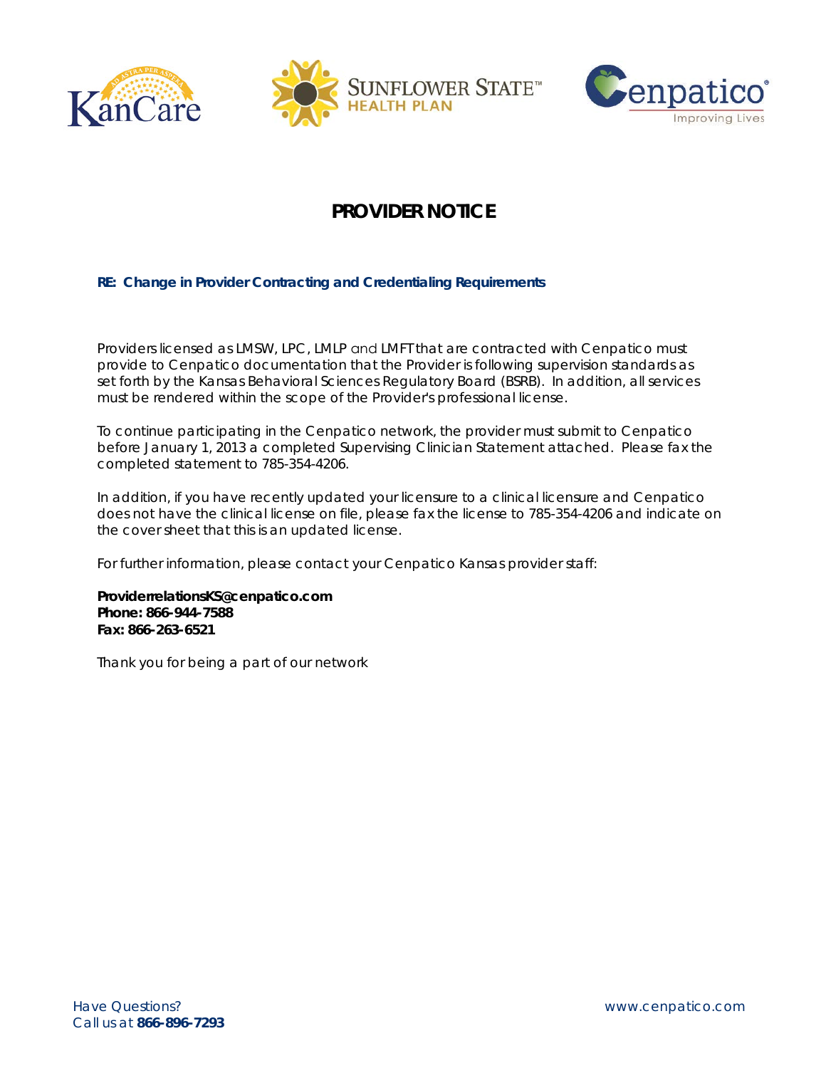# PROVIDER NOTICE

**RE: Change in Provider Contracting and Credentialing Requirements**

Providers licensed as LMSW, LPC, LMLP and LMFT that are contracted with Cenpatico must provide to Cenpatico documentation that the Provider is following supervision standards as set forth by the Kansas Behavioral Sciences Regulatory Board (BSRB). In addition, all services must be rendered within the scope of the Provider's professional license.

To continue participating in the Cenpatico network, the provider must submit to Cenpatico before January 1, 2013 a completed Supervising Clinician Statement attached. Please fax the completed statement to 785-354-4206.

In addition, if you have recently updated your licensure to a clinical licensure and Cenpatico does not have the clinical license on file, please fax the license to 785-354-4206 and indicate on the cover sheet that this is an updated license.

For further information, please contact your Cenpatico Kansas provider staff:

**ProviderrelationsKS@cenpatico.com**
**Phone: 866-944-7588**
**Fax: 866-263-6521**

Thank you for being a part of our network

Have Questions?
Call us at **866-896-7293**

www.cenpatico.com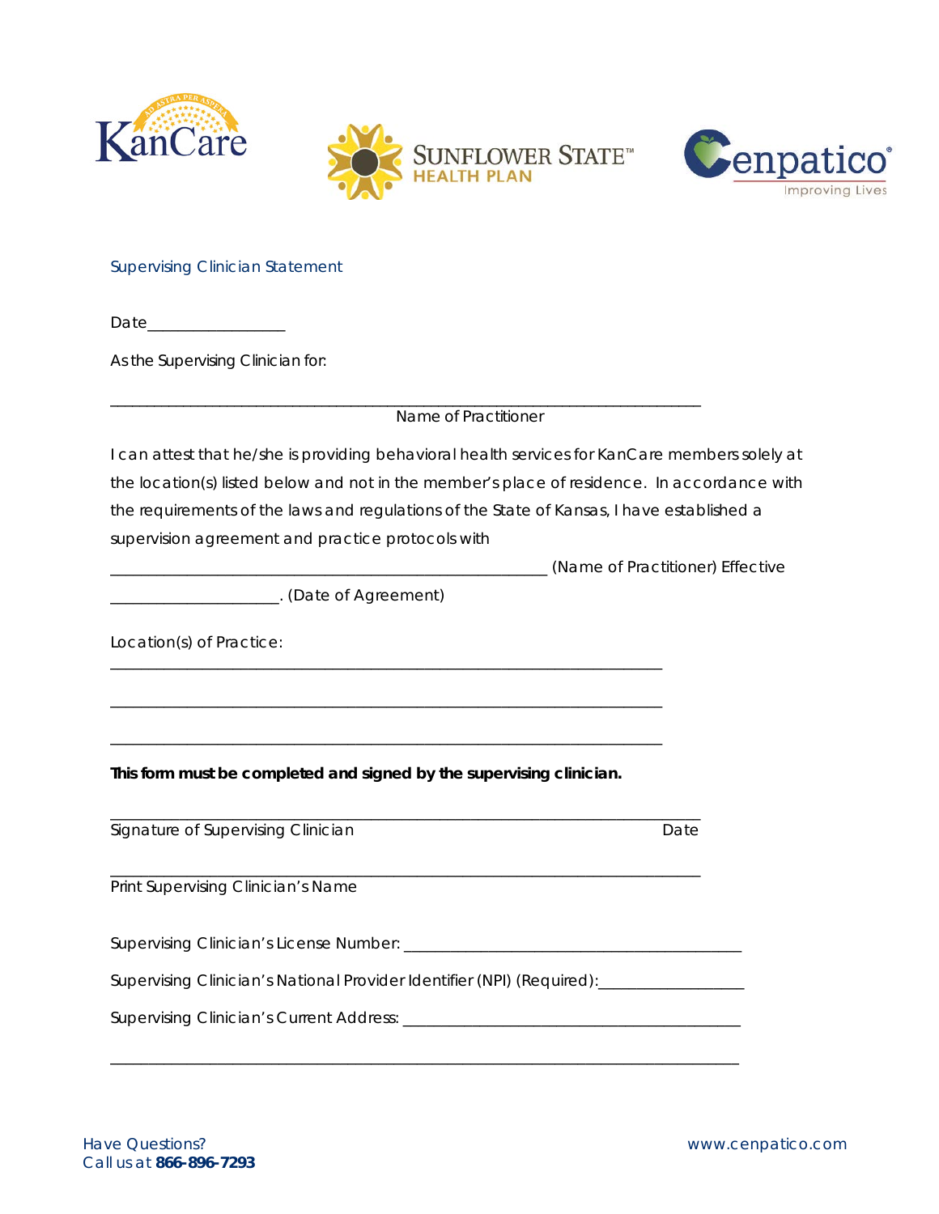Supervising Clinician Statement

Date________________

As the Supervising Clinician for:

______________________________________________________________________

Name of Practitioner

I can attest that he/she is providing behavioral health services for KanCare members solely at the location(s) listed below and not in the member's place of residence. In accordance with the requirements of the laws and regulations of the State of Kansas, I have established a supervision agreement and practice protocols with

__________________________________________________ (Name of Practitioner) Effective

___________________. (Date of Agreement)

Location(s) of Practice:

_________________________________________________________________

_________________________________________________________________

_________________________________________________________________

**This form must be completed and signed by the supervising clinician.**

______________________________________________________________________

Signature of Supervising Clinician                                                                    Date

______________________________________________________________________

Print Supervising Clinician's Name

Supervising Clinician's License Number: ________________________________________

Supervising Clinician's National Provider Identifier (NPI) (Required):_________________

Supervising Clinician's Current Address: _______________________________________

__________________________________________________________________________

Have Questions?
Call us at **866-896-7293**

www.cenpatico.com